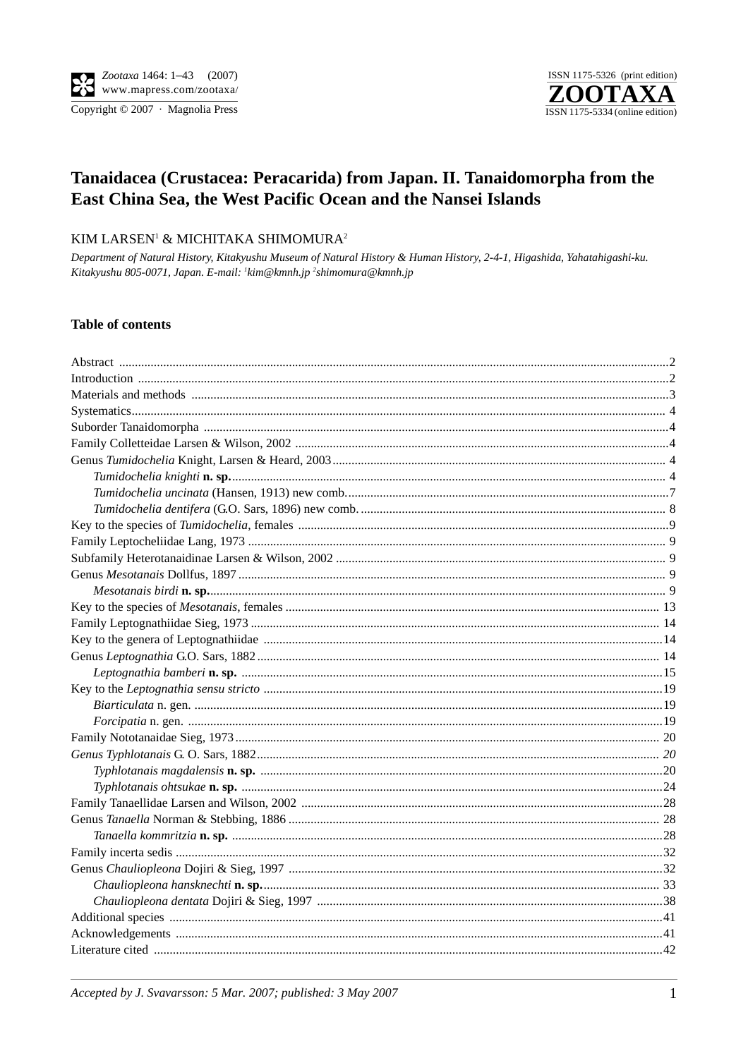# Tanaidacea (Crustacea: Peracarida) from Japan. II. Tanaidomorpha from the East China Sea, the West Pacific Ocean and the Nansei Islands

KIM LARSEN[1] & MICHITAKA SHIMOMURA[2]

*Department of Natural History, Kitakyushu Museum of Natural History & Human History, 2-4-1, Higashida, Yahatahigashi-ku. Kitakyushu 805-0071, Japan. E-mail: [1]kim@kmnh.jp [2]shimomura@kmnh.jp*

## Table of contents

Abstract ....................................................................................................................................................... 2
Introduction ................................................................................................................................................ 2
Materials and methods ............................................................................................................................... 3
Systematics .................................................................................................................................................. 4
Suborder Tanaidomorpha ........................................................................................................................... 4
Family Colletteidae Larsen & Wilson, 2002 ............................................................................................. 4
Genus *Tumidochelia* Knight, Larsen & Heard, 2003 .............................................................................. 4
- *Tumidochelia knighti* **n. sp.** ................................................................................................................ 4
- *Tumidochelia uncinata* (Hansen, 1913) new comb. .............................................................................. 7
- *Tumidochelia dentifera* (G.O. Sars, 1896) new comb. .......................................................................... 8

Key to the species of *Tumidochelia*, females ............................................................................................ 9
Family Leptocheliidae Lang, 1973 ............................................................................................................ 9
Subfamily Heterotanaidinae Larsen & Wilson, 2002 ................................................................................ 9
Genus *Mesotanais* Dollfus, 1897 ............................................................................................................. 9
- *Mesotanais birdi* **n. sp.** ........................................................................................................................ 9

Key to the species of *Mesotanais*, females .............................................................................................. 13
Family Leptognathiidae Sieg, 1973 ......................................................................................................... 14
Key to the genera of Leptognathiidae ...................................................................................................... 14
Genus *Leptognathia* G.O. Sars, 1882 ...................................................................................................... 14
- *Leptognathia bamberi* **n. sp.** .............................................................................................................. 15

Key to the *Leptognathia sensu stricto* ..................................................................................................... 19
- *Biarticulata* n. gen. ................................................................................................................................ 19
- *Forcipatia* n. gen. .................................................................................................................................. 19

Family Nototanaidae Sieg, 1973 .............................................................................................................. 20
*Genus Typhlotanais* G. O. Sars, 1882 ..................................................................................................... *20*
- *Typhlotanais magdalensis* **n. sp.** .......................................................................................................... 20
- *Typhlotanais ohtsukae* **n. sp.** ............................................................................................................... 24

Family Tanaellidae Larsen and Wilson, 2002 .......................................................................................... 28
Genus *Tanaella* Norman & Stebbing, 1886 ............................................................................................. 28
- *Tanaella kommritzia* **n. sp.** .................................................................................................................. 28

Family incerta sedis ................................................................................................................................... 32
Genus *Chauliopleona* Dojiri & Sieg, 1997 ............................................................................................. 32
- *Chauliopleona hansknechti* **n. sp.** ........................................................................................................ 33
- *Chauliopleona dentata* Dojiri & Sieg, 1997 ......................................................................................... 38

Additional species ..................................................................................................................................... 41
Acknowledgements ................................................................................................................................... 41
Literature cited .......................................................................................................................................... 42

*Accepted by J. Svavarsson: 5 Mar. 2007; published: 3 May 2007*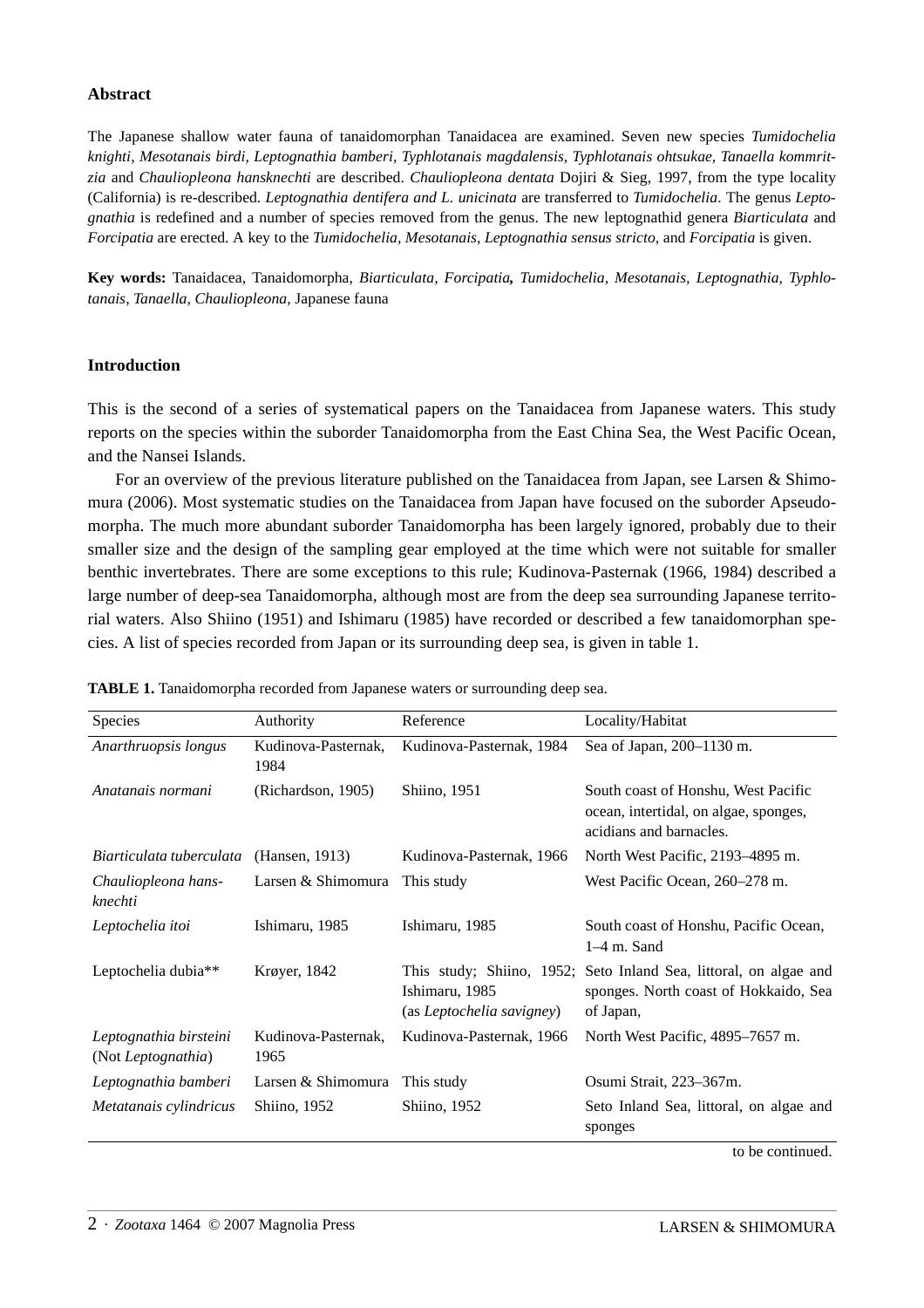## Abstract

The Japanese shallow water fauna of tanaidomorphan Tanaidacea are examined. Seven new species *Tumidochelia knighti, Mesotanais birdi, Leptognathia bamberi, Typhlotanais magdalensis, Typhlotanais ohtsukae, Tanaella kommritzia* and *Chauliopleona hansknechti* are described. *Chauliopleona dentata* Dojiri & Sieg, 1997, from the type locality (California) is re-described. *Leptognathia dentifera and L. unicinata* are transferred to *Tumidochelia*. The genus *Leptognathia* is redefined and a number of species removed from the genus. The new leptognathid genera *Biarticulata* and *Forcipatia* are erected. A key to the *Tumidochelia, Mesotanais, Leptognathia sensus stricto,* and *Forcipatia* is given.

**Key words:** Tanaidacea, Tanaidomorpha, *Biarticulata, Forcipatia, Tumidochelia, Mesotanais, Leptognathia, Typhlotanais, Tanaella, Chauliopleona,* Japanese fauna

## Introduction

This is the second of a series of systematical papers on the Tanaidacea from Japanese waters. This study reports on the species within the suborder Tanaidomorpha from the East China Sea, the West Pacific Ocean, and the Nansei Islands.

For an overview of the previous literature published on the Tanaidacea from Japan, see Larsen & Shimomura (2006). Most systematic studies on the Tanaidacea from Japan have focused on the suborder Apseudomorpha. The much more abundant suborder Tanaidomorpha has been largely ignored, probably due to their smaller size and the design of the sampling gear employed at the time which were not suitable for smaller benthic invertebrates. There are some exceptions to this rule; Kudinova-Pasternak (1966, 1984) described a large number of deep-sea Tanaidomorpha, although most are from the deep sea surrounding Japanese territorial waters. Also Shiino (1951) and Ishimaru (1985) have recorded or described a few tanaidomorphan species. A list of species recorded from Japan or its surrounding deep sea, is given in table 1.

**TABLE 1.** Tanaidomorpha recorded from Japanese waters or surrounding deep sea.

| Species | Authority | Reference | Locality/Habitat |
|---|---|---|---|
| *Anarthruopsis longus* | Kudinova-Pasternak, 1984 | Kudinova-Pasternak, 1984 | Sea of Japan, 200–1130 m. |
| *Anatanais normani* | (Richardson, 1905) | Shiino, 1951 | South coast of Honshu, West Pacific ocean, intertidal, on algae, sponges, acidians and barnacles. |
| *Biarticulata tuberculata* | (Hansen, 1913) | Kudinova-Pasternak, 1966 | North West Pacific, 2193–4895 m. |
| *Chauliopleona hansknechti* | Larsen & Shimomura | This study | West Pacific Ocean, 260–278 m. |
| *Leptochelia itoi* | Ishimaru, 1985 | Ishimaru, 1985 | South coast of Honshu, Pacific Ocean, 1–4 m. Sand |
| Leptochelia dubia** | Krøyer, 1842 | This study; Shiino, 1952; Ishimaru, 1985 (as *Leptochelia savigney*) | Seto Inland Sea, littoral, on algae and sponges. North coast of Hokkaido, Sea of Japan, |
| *Leptognathia birsteini* (Not *Leptognathia*) | Kudinova-Pasternak, 1965 | Kudinova-Pasternak, 1966 | North West Pacific, 4895–7657 m. |
| *Leptognathia bamberi* | Larsen & Shimomura | This study | Osumi Strait, 223–367m. |
| *Metatanais cylindricus* | Shiino, 1952 | Shiino, 1952 | Seto Inland Sea, littoral, on algae and sponges |

to be continued.